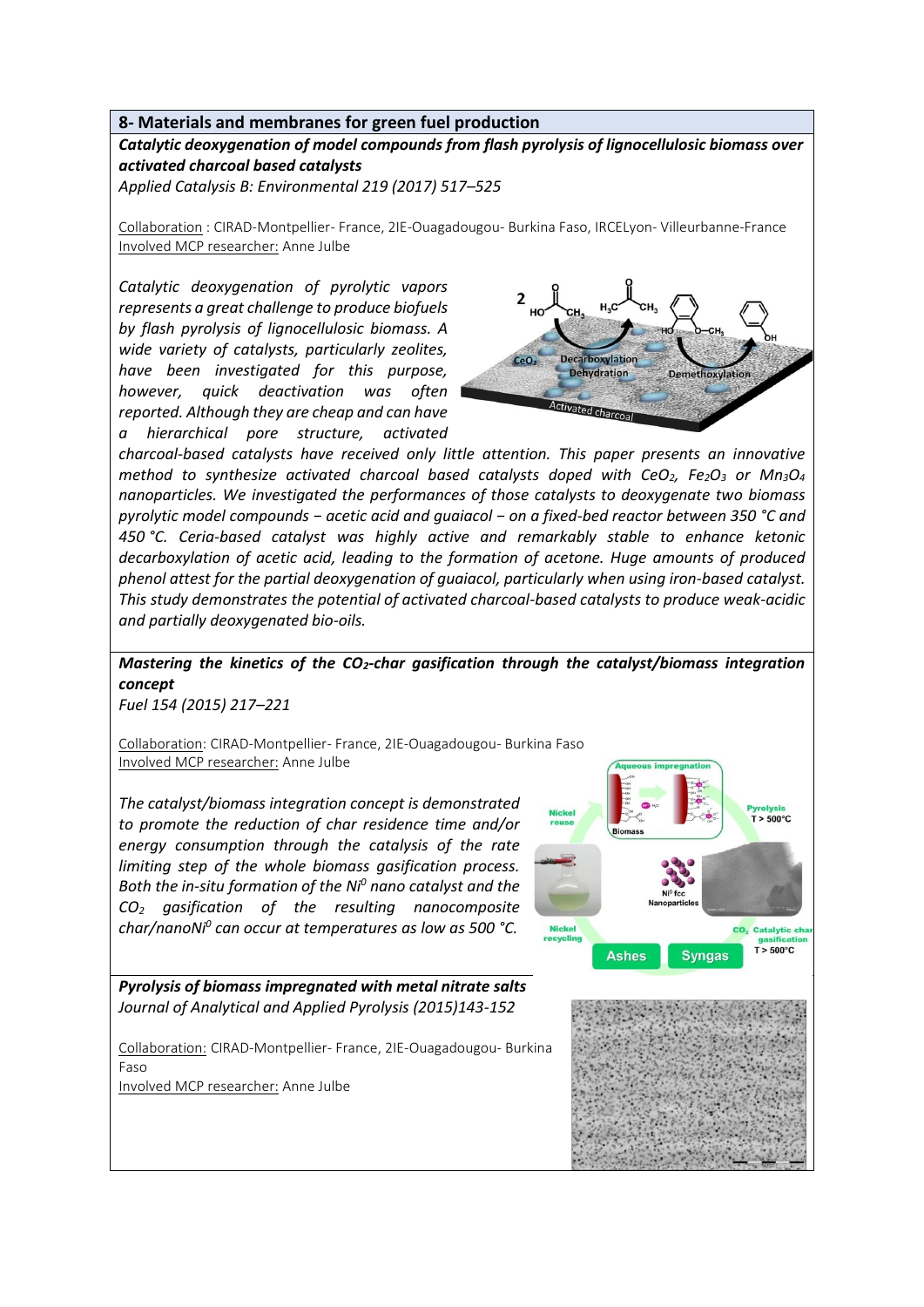## 8- Materials and membranes for green fuel production

***Catalytic deoxygenation of model compounds from flash pyrolysis of lignocellulosic biomass over activated charcoal based catalysts***

*Applied Catalysis B: Environmental 219 (2017) 517–525*

Collaboration : CIRAD-Montpellier- France, 2IE-Ouagadougou- Burkina Faso, IRCELyon- Villeurbanne-France
Involved MCP researcher: Anne Julbe

*Catalytic deoxygenation of pyrolytic vapors represents a great challenge to produce biofuels by flash pyrolysis of lignocellulosic biomass. A wide variety of catalysts, particularly zeolites, have been investigated for this purpose, however, quick deactivation was often reported. Although they are cheap and can have a hierarchical pore structure, activated charcoal-based catalysts have received only little attention. This paper presents an innovative method to synthesize activated charcoal based catalysts doped with $CeO_2$, $Fe_2O_3$ or $Mn_3O_4$ nanoparticles. We investigated the performances of those catalysts to deoxygenate two biomass pyrolytic model compounds − acetic acid and guaiacol − on a fixed-bed reactor between 350 °C and 450 °C. Ceria-based catalyst was highly active and remarkably stable to enhance ketonic decarboxylation of acetic acid, leading to the formation of acetone. Huge amounts of produced phenol attest for the partial deoxygenation of guaiacol, particularly when using iron-based catalyst. This study demonstrates the potential of activated charcoal-based catalysts to produce weak-acidic and partially deoxygenated bio-oils.*

***Mastering the kinetics of the $CO_2$-char gasification through the catalyst/biomass integration concept***

*Fuel 154 (2015) 217–221*

Collaboration: CIRAD-Montpellier- France, 2IE-Ouagadougou- Burkina Faso
Involved MCP researcher: Anne Julbe

*The catalyst/biomass integration concept is demonstrated to promote the reduction of char residence time and/or energy consumption through the catalysis of the rate limiting step of the whole biomass gasification process. Both the in-situ formation of the $Ni^0$ nano catalyst and the $CO_2$ gasification of the resulting nanocomposite char/nano$Ni^0$ can occur at temperatures as low as 500 °C.*

***Pyrolysis of biomass impregnated with metal nitrate salts***

*Journal of Analytical and Applied Pyrolysis (2015)143-152*

Collaboration: CIRAD-Montpellier- France, 2IE-Ouagadougou- Burkina Faso
Involved MCP researcher: Anne Julbe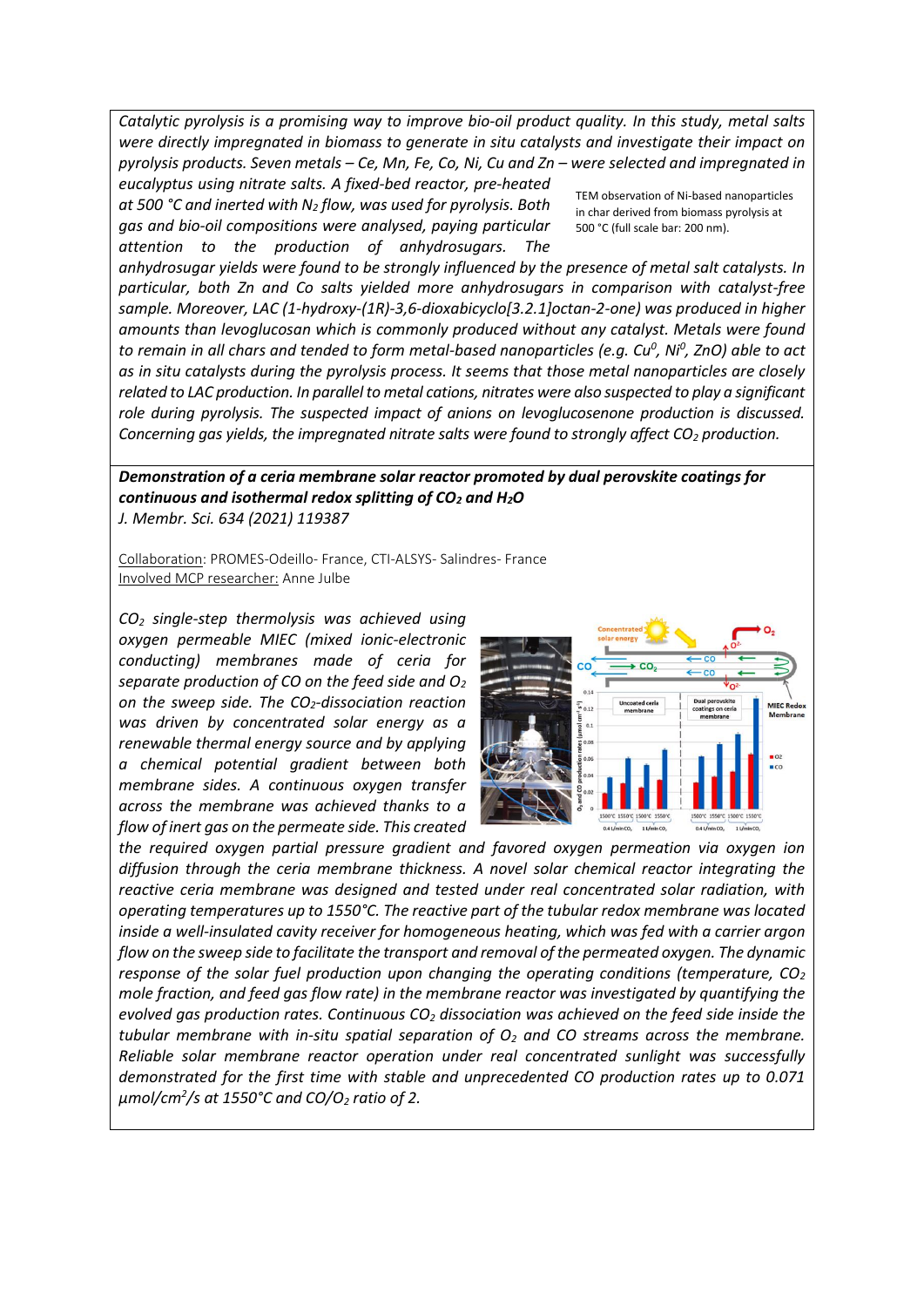*Catalytic pyrolysis is a promising way to improve bio-oil product quality. In this study, metal salts were directly impregnated in biomass to generate in situ catalysts and investigate their impact on pyrolysis products. Seven metals – Ce, Mn, Fe, Co, Ni, Cu and Zn – were selected and impregnated in eucalyptus using nitrate salts. A fixed-bed reactor, pre-heated at 500 °C and inerted with $N_2$ flow, was used for pyrolysis. Both gas and bio-oil compositions were analysed, paying particular attention to the production of anhydrosugars. The anhydrosugar yields were found to be strongly influenced by the presence of metal salt catalysts. In particular, both Zn and Co salts yielded more anhydrosugars in comparison with catalyst-free sample. Moreover, LAC (1-hydroxy-(1R)-3,6-dioxabicyclo[3.2.1]octan-2-one) was produced in higher amounts than levoglucosan which is commonly produced without any catalyst. Metals were found to remain in all chars and tended to form metal-based nanoparticles (e.g. $Cu^0$, $Ni^0$, ZnO) able to act as in situ catalysts during the pyrolysis process. It seems that those metal nanoparticles are closely related to LAC production. In parallel to metal cations, nitrates were also suspected to play a significant role during pyrolysis. The suspected impact of anions on levoglucosenone production is discussed. Concerning gas yields, the impregnated nitrate salts were found to strongly affect $CO_2$ production.*

TEM observation of Ni-based nanoparticles in char derived from biomass pyrolysis at 500 °C (full scale bar: 200 nm).

***Demonstration of a ceria membrane solar reactor promoted by dual perovskite coatings for continuous and isothermal redox splitting of $CO_2$ and $H_2O$***

*J. Membr. Sci. 634 (2021) 119387*

Collaboration: PROMES-Odeillo- France, CTI-ALSYS- Salindres- France

Involved MCP researcher: Anne Julbe

*$CO_2$ single-step thermolysis was achieved using oxygen permeable MIEC (mixed ionic-electronic conducting) membranes made of ceria for separate production of CO on the feed side and $O_2$ on the sweep side. The $CO_2$-dissociation reaction was driven by concentrated solar energy as a renewable thermal energy source and by applying a chemical potential gradient between both membrane sides. A continuous oxygen transfer across the membrane was achieved thanks to a flow of inert gas on the permeate side. This created the required oxygen partial pressure gradient and favored oxygen permeation via oxygen ion diffusion through the ceria membrane thickness. A novel solar chemical reactor integrating the reactive ceria membrane was designed and tested under real concentrated solar radiation, with operating temperatures up to 1550°C. The reactive part of the tubular redox membrane was located inside a well-insulated cavity receiver for homogeneous heating, which was fed with a carrier argon flow on the sweep side to facilitate the transport and removal of the permeated oxygen. The dynamic response of the solar fuel production upon changing the operating conditions (temperature, $CO_2$ mole fraction, and feed gas flow rate) in the membrane reactor was investigated by quantifying the evolved gas production rates. Continuous $CO_2$ dissociation was achieved on the feed side inside the tubular membrane with in-situ spatial separation of $O_2$ and CO streams across the membrane. Reliable solar membrane reactor operation under real concentrated sunlight was successfully demonstrated for the first time with stable and unprecedented CO production rates up to 0.071 µmol/cm$^2$/s at 1550°C and CO/$O_2$ ratio of 2.*